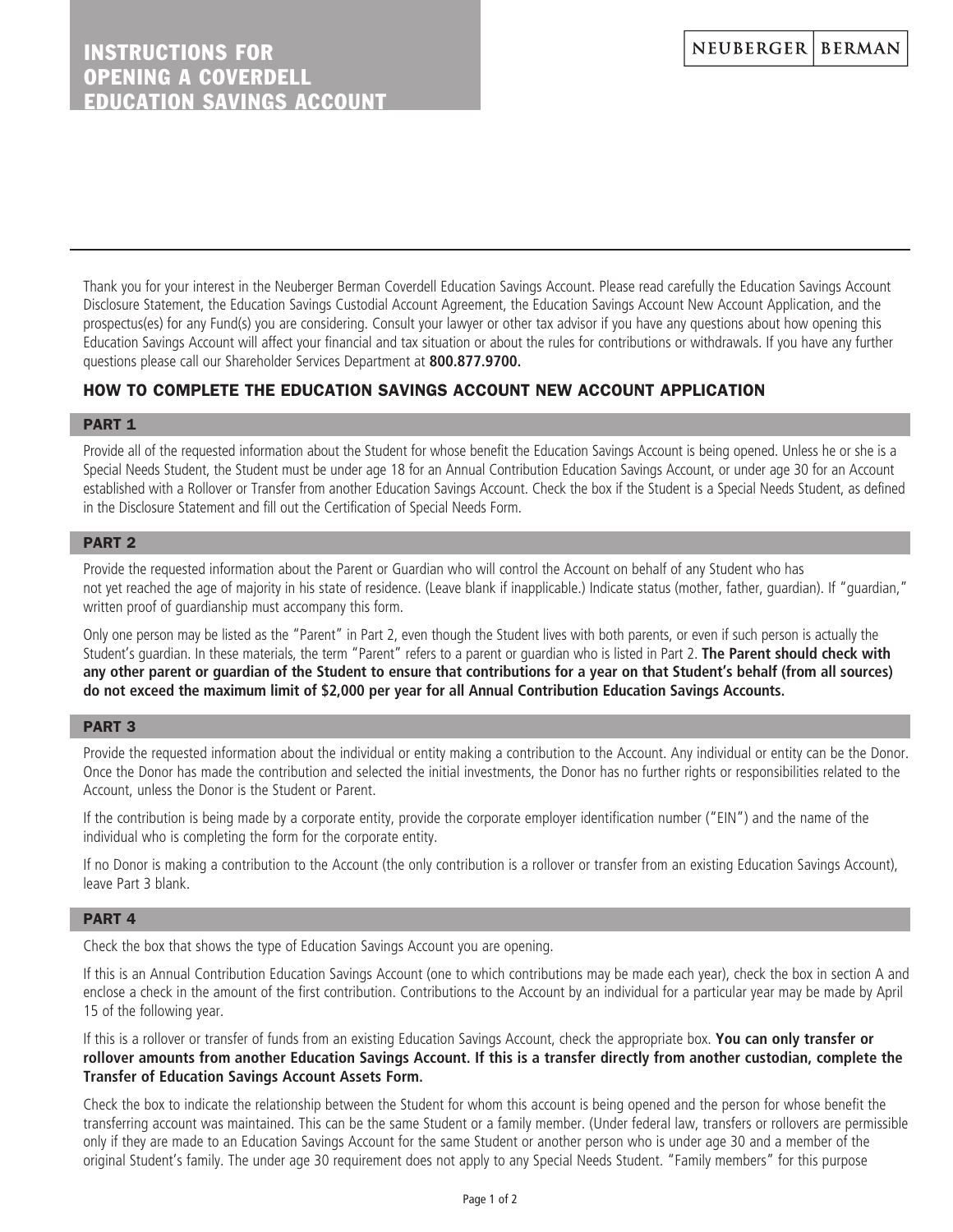# INSTRUCTIONS FOR OPENING A COVERDELL EDUCATION SAVINGS ACCOUNT

NEUBERGER | BERMAN

Thank you for your interest in the Neuberger Berman Coverdell Education Savings Account. Please read carefully the Education Savings Account Disclosure Statement, the Education Savings Custodial Account Agreement, the Education Savings Account New Account Application, and the prospectus(es) for any Fund(s) you are considering. Consult your lawyer or other tax advisor if you have any questions about how opening this Education Savings Account will affect your financial and tax situation or about the rules for contributions or withdrawals. If you have any further questions please call our Shareholder Services Department at **800.877.9700.**

## HOW TO COMPLETE THE EDUCATION SAVINGS ACCOUNT NEW ACCOUNT APPLICATION

### PART 1

Provide all of the requested information about the Student for whose benefit the Education Savings Account is being opened. Unless he or she is a Special Needs Student, the Student must be under age 18 for an Annual Contribution Education Savings Account, or under age 30 for an Account established with a Rollover or Transfer from another Education Savings Account. Check the box if the Student is a Special Needs Student, as defined in the Disclosure Statement and fill out the Certification of Special Needs Form.

### PART 2

Provide the requested information about the Parent or Guardian who will control the Account on behalf of any Student who has not yet reached the age of majority in his state of residence. (Leave blank if inapplicable.) Indicate status (mother, father, guardian). If "guardian," written proof of guardianship must accompany this form.

Only one person may be listed as the "Parent" in Part 2, even though the Student lives with both parents, or even if such person is actually the Student's guardian. In these materials, the term "Parent" refers to a parent or guardian who is listed in Part 2. **The Parent should check with any other parent or guardian of the Student to ensure that contributions for a year on that Student's behalf (from all sources) do not exceed the maximum limit of $2,000 per year for all Annual Contribution Education Savings Accounts.**

### PART 3

Provide the requested information about the individual or entity making a contribution to the Account. Any individual or entity can be the Donor. Once the Donor has made the contribution and selected the initial investments, the Donor has no further rights or responsibilities related to the Account, unless the Donor is the Student or Parent.

If the contribution is being made by a corporate entity, provide the corporate employer identification number ("EIN") and the name of the individual who is completing the form for the corporate entity.

If no Donor is making a contribution to the Account (the only contribution is a rollover or transfer from an existing Education Savings Account), leave Part 3 blank.

### PART 4

Check the box that shows the type of Education Savings Account you are opening.

If this is an Annual Contribution Education Savings Account (one to which contributions may be made each year), check the box in section A and enclose a check in the amount of the first contribution. Contributions to the Account by an individual for a particular year may be made by April 15 of the following year.

If this is a rollover or transfer of funds from an existing Education Savings Account, check the appropriate box. **You can only transfer or rollover amounts from another Education Savings Account. If this is a transfer directly from another custodian, complete the Transfer of Education Savings Account Assets Form.**

Check the box to indicate the relationship between the Student for whom this account is being opened and the person for whose benefit the transferring account was maintained. This can be the same Student or a family member. (Under federal law, transfers or rollovers are permissible only if they are made to an Education Savings Account for the same Student or another person who is under age 30 and a member of the original Student's family. The under age 30 requirement does not apply to any Special Needs Student. "Family members" for this purpose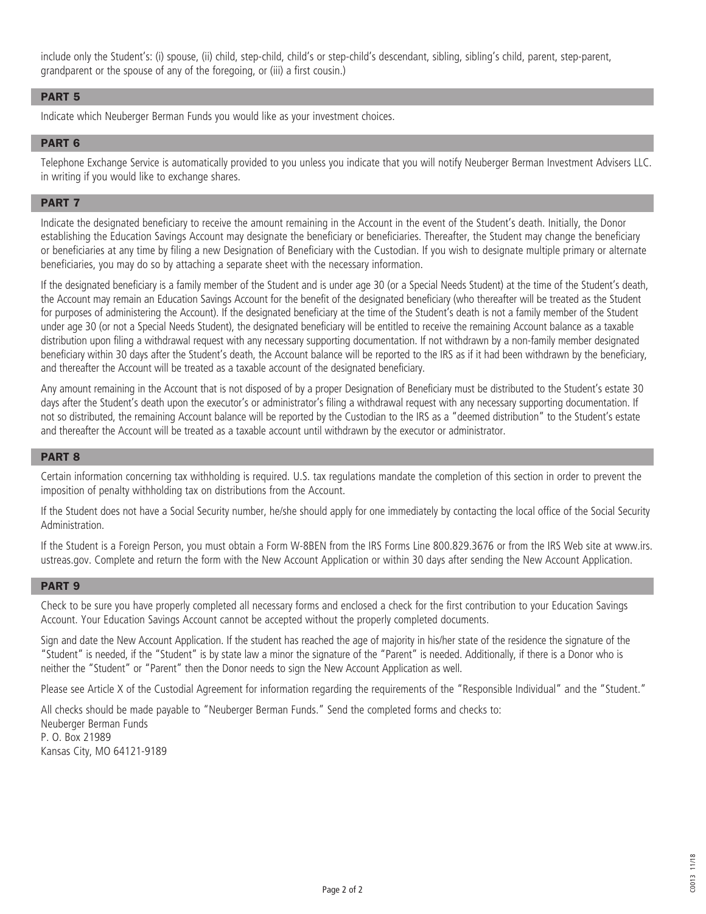include only the Student's: (i) spouse, (ii) child, step-child, child's or step-child's descendant, sibling, sibling's child, parent, step-parent, grandparent or the spouse of any of the foregoing, or (iii) a first cousin.)

## PART 5

Indicate which Neuberger Berman Funds you would like as your investment choices.

## PART 6

Telephone Exchange Service is automatically provided to you unless you indicate that you will notify Neuberger Berman Investment Advisers LLC. in writing if you would like to exchange shares.

## PART 7

Indicate the designated beneficiary to receive the amount remaining in the Account in the event of the Student's death. Initially, the Donor establishing the Education Savings Account may designate the beneficiary or beneficiaries. Thereafter, the Student may change the beneficiary or beneficiaries at any time by filing a new Designation of Beneficiary with the Custodian. If you wish to designate multiple primary or alternate beneficiaries, you may do so by attaching a separate sheet with the necessary information.

If the designated beneficiary is a family member of the Student and is under age 30 (or a Special Needs Student) at the time of the Student's death, the Account may remain an Education Savings Account for the benefit of the designated beneficiary (who thereafter will be treated as the Student for purposes of administering the Account). If the designated beneficiary at the time of the Student's death is not a family member of the Student under age 30 (or not a Special Needs Student), the designated beneficiary will be entitled to receive the remaining Account balance as a taxable distribution upon filing a withdrawal request with any necessary supporting documentation. If not withdrawn by a non-family member designated beneficiary within 30 days after the Student's death, the Account balance will be reported to the IRS as if it had been withdrawn by the beneficiary, and thereafter the Account will be treated as a taxable account of the designated beneficiary.

Any amount remaining in the Account that is not disposed of by a proper Designation of Beneficiary must be distributed to the Student's estate 30 days after the Student's death upon the executor's or administrator's filing a withdrawal request with any necessary supporting documentation. If not so distributed, the remaining Account balance will be reported by the Custodian to the IRS as a "deemed distribution" to the Student's estate and thereafter the Account will be treated as a taxable account until withdrawn by the executor or administrator.

## PART 8

Certain information concerning tax withholding is required. U.S. tax regulations mandate the completion of this section in order to prevent the imposition of penalty withholding tax on distributions from the Account.

If the Student does not have a Social Security number, he/she should apply for one immediately by contacting the local office of the Social Security Administration.

If the Student is a Foreign Person, you must obtain a Form W-8BEN from the IRS Forms Line 800.829.3676 or from the IRS Web site at www.irs.ustreas.gov. Complete and return the form with the New Account Application or within 30 days after sending the New Account Application.

## PART 9

Check to be sure you have properly completed all necessary forms and enclosed a check for the first contribution to your Education Savings Account. Your Education Savings Account cannot be accepted without the properly completed documents.

Sign and date the New Account Application. If the student has reached the age of majority in his/her state of the residence the signature of the "Student" is needed, if the "Student" is by state law a minor the signature of the "Parent" is needed. Additionally, if there is a Donor who is neither the "Student" or "Parent" then the Donor needs to sign the New Account Application as well.

Please see Article X of the Custodial Agreement for information regarding the requirements of the "Responsible Individual" and the "Student."

All checks should be made payable to "Neuberger Berman Funds." Send the completed forms and checks to:
Neuberger Berman Funds
P. O. Box 21989
Kansas City, MO 64121-9189

C0013 11/18